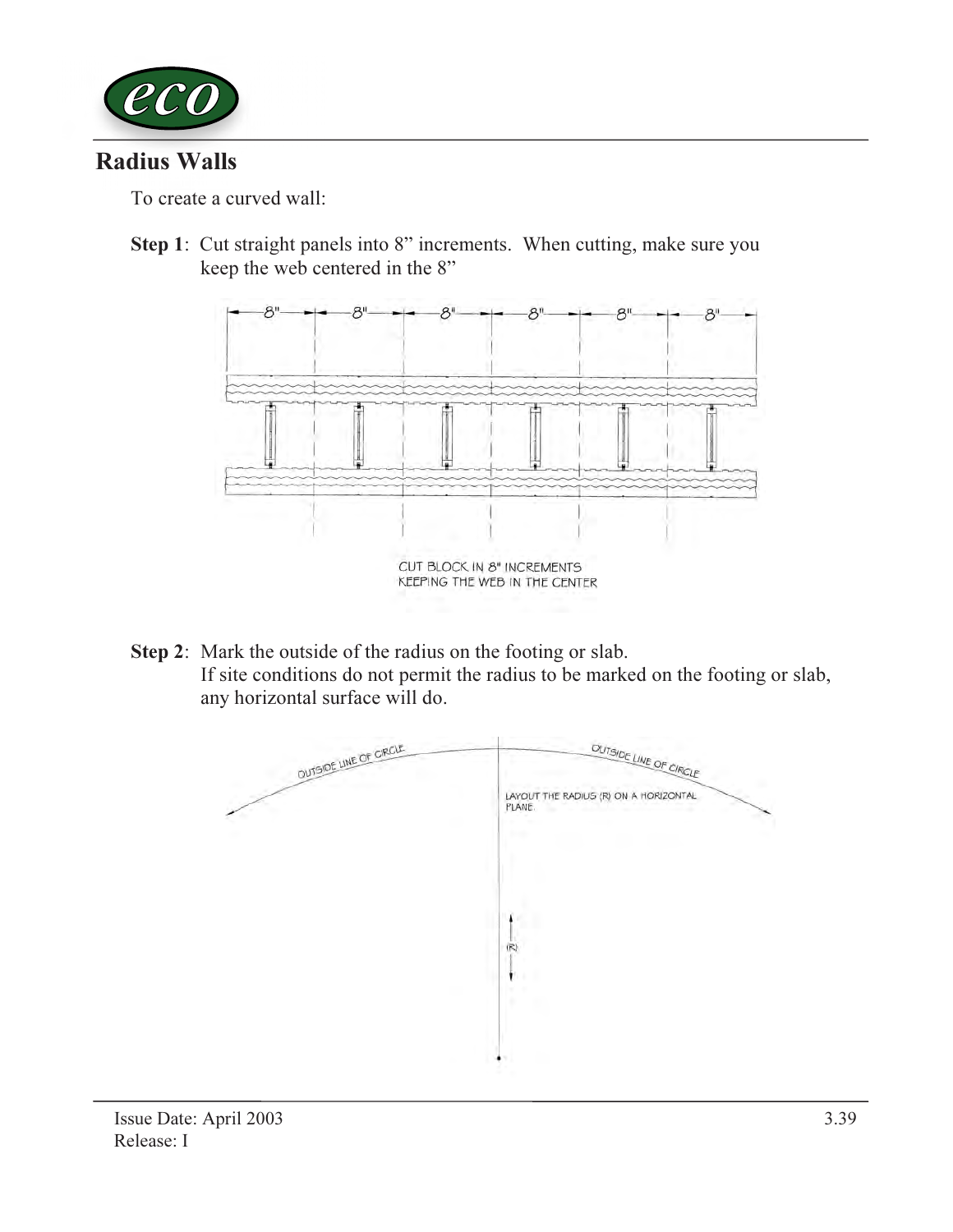# Radius Walls

To create a curved wall:

**Step 1**: Cut straight panels into 8" increments. When cutting, make sure you keep the web centered in the 8"

8" 8" 8" 8" 8" 8"

CUT BLOCK IN 8" INCREMENTS
KEEPING THE WEB IN THE CENTER

**Step 2**: Mark the outside of the radius on the footing or slab.
If site conditions do not permit the radius to be marked on the footing or slab, any horizontal surface will do.

OUTSIDE LINE OF CIRCLE

OUTSIDE LINE OF CIRCLE

LAYOUT THE RADIUS (R) ON A HORIZONTAL PLANE

(R)

Issue Date: April 2003
Release: I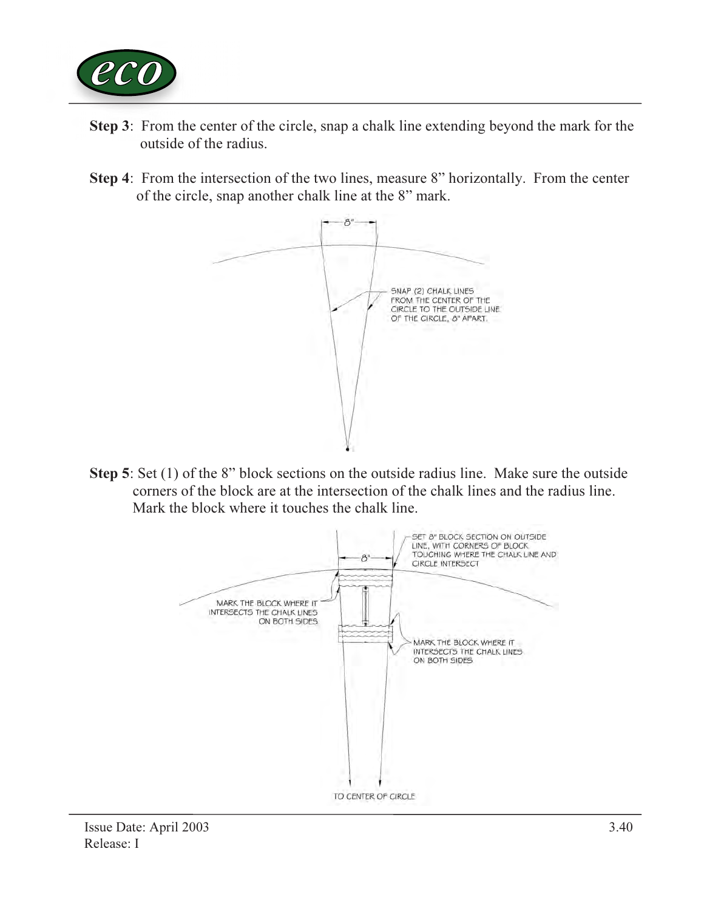**Step 3**: From the center of the circle, snap a chalk line extending beyond the mark for the outside of the radius.

**Step 4**: From the intersection of the two lines, measure 8" horizontally. From the center of the circle, snap another chalk line at the 8" mark.

8"

SNAP (2) CHALK LINES FROM THE CENTER OF THE CIRCLE TO THE OUTSIDE LINE OF THE CIRCLE, 8" APART.

**Step 5**: Set (1) of the 8" block sections on the outside radius line. Make sure the outside corners of the block are at the intersection of the chalk lines and the radius line. Mark the block where it touches the chalk line.

8"

SET 8" BLOCK SECTION ON OUTSIDE LINE, WITH CORNERS OF BLOCK TOUCHING WHERE THE CHALK LINE AND CIRCLE INTERSECT

MARK THE BLOCK WHERE IT INTERSECTS THE CHALK LINES ON BOTH SIDES

MARK THE BLOCK WHERE IT INTERSECTS THE CHALK LINES ON BOTH SIDES

TO CENTER OF CIRCLE

Issue Date: April 2003
Release: I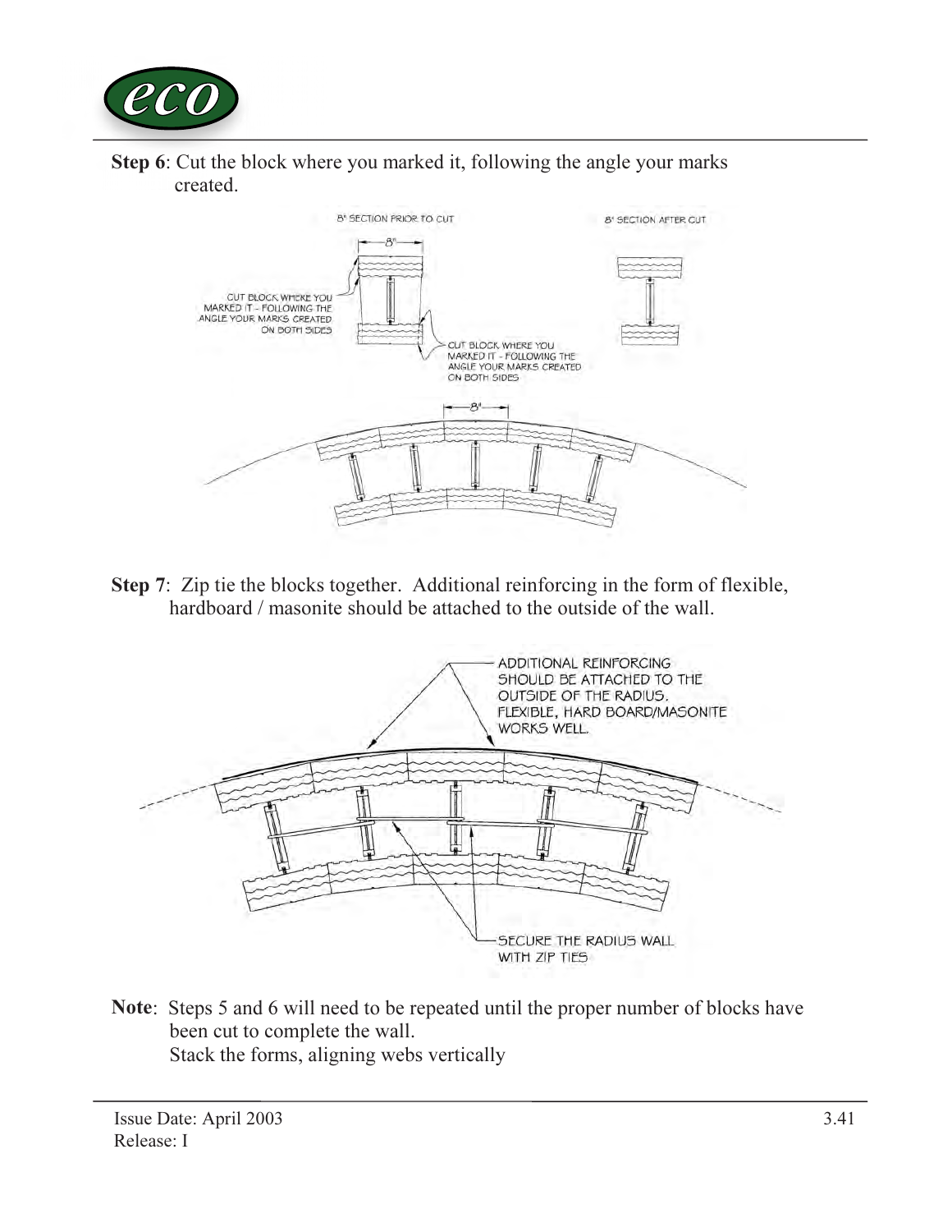**Step 6**: Cut the block where you marked it, following the angle your marks created.

8" SECTION PRIOR TO CUT

8" SECTION AFTER CUT

8"

CUT BLOCK WHERE YOU MARKED IT - FOLLOWING THE ANGLE YOUR MARKS CREATED ON BOTH SIDES

CUT BLOCK WHERE YOU MARKED IT - FOLLOWING THE ANGLE YOUR MARKS CREATED ON BOTH SIDES

8"

**Step 7**: Zip tie the blocks together. Additional reinforcing in the form of flexible, hardboard / masonite should be attached to the outside of the wall.

ADDITIONAL REINFORCING SHOULD BE ATTACHED TO THE OUTSIDE OF THE RADIUS. FLEXIBLE, HARD BOARD/MASONITE WORKS WELL.

SECURE THE RADIUS WALL WITH ZIP TIES

**Note**: Steps 5 and 6 will need to be repeated until the proper number of blocks have been cut to complete the wall.
Stack the forms, aligning webs vertically

Issue Date: April 2003
Release: I